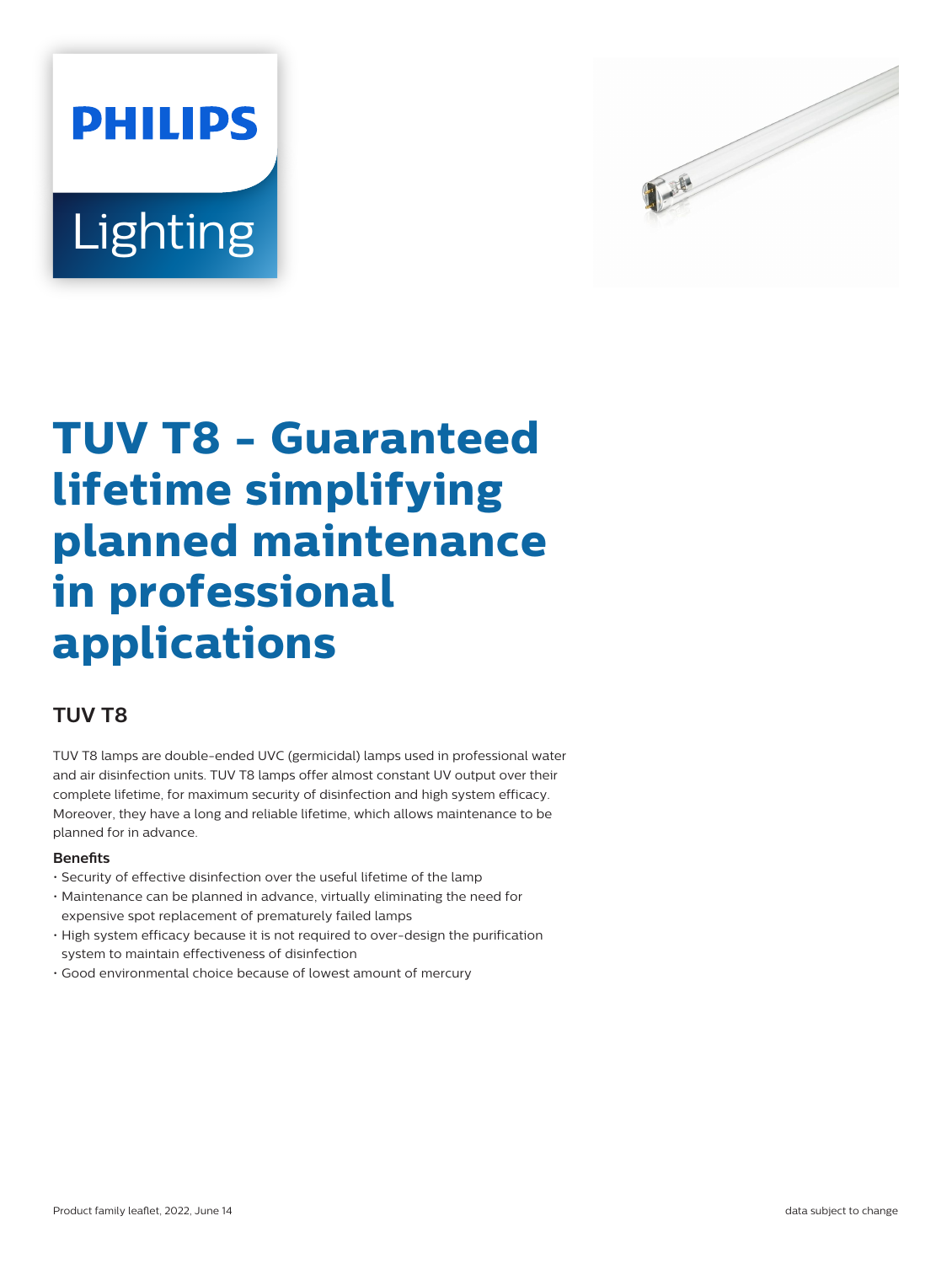PHILIPS

Lighting

# TUV T8 - Guaranteed lifetime simplifying planned maintenance in professional applications

## TUV T8

TUV T8 lamps are double-ended UVC (germicidal) lamps used in professional water and air disinfection units. TUV T8 lamps offer almost constant UV output over their complete lifetime, for maximum security of disinfection and high system efficacy. Moreover, they have a long and reliable lifetime, which allows maintenance to be planned for in advance.

**Benefits**

- Security of effective disinfection over the useful lifetime of the lamp
- Maintenance can be planned in advance, virtually eliminating the need for expensive spot replacement of prematurely failed lamps
- High system efficacy because it is not required to over-design the purification system to maintain effectiveness of disinfection
- Good environmental choice because of lowest amount of mercury

Product family leaflet, 2022, June 14

data subject to change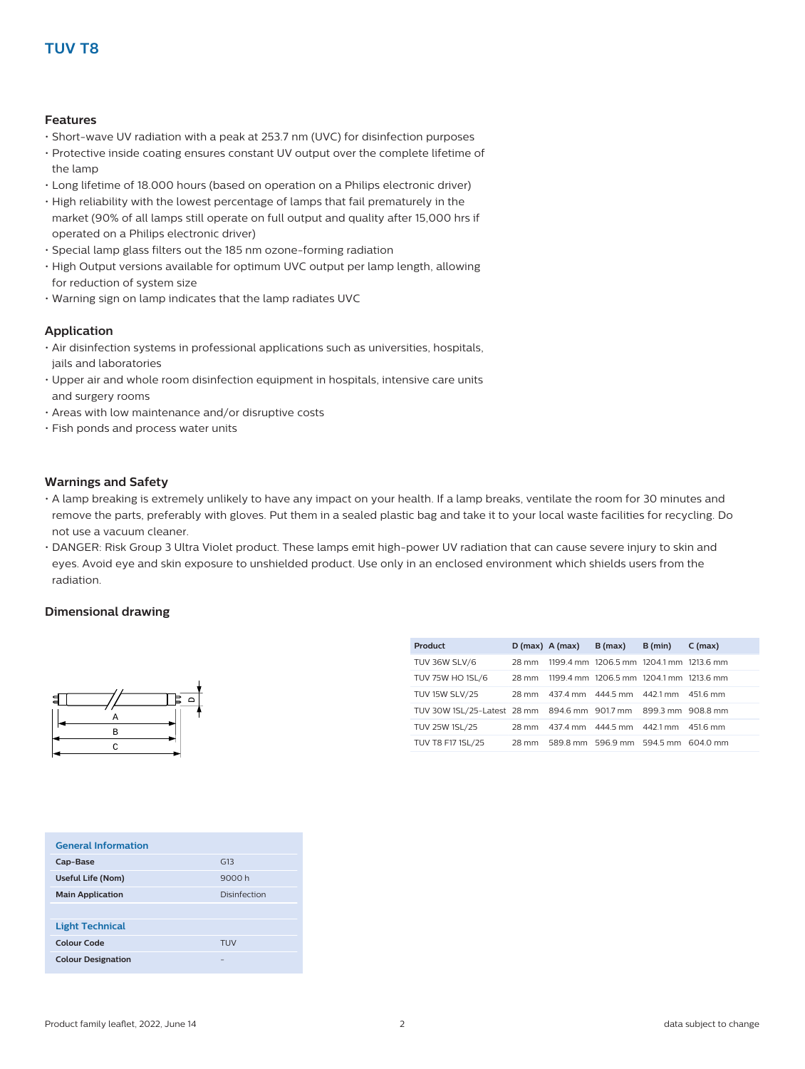## TUV T8

### Features

- Short-wave UV radiation with a peak at 253.7 nm (UVC) for disinfection purposes
- Protective inside coating ensures constant UV output over the complete lifetime of the lamp
- Long lifetime of 18.000 hours (based on operation on a Philips electronic driver)
- High reliability with the lowest percentage of lamps that fail prematurely in the market (90% of all lamps still operate on full output and quality after 15,000 hrs if operated on a Philips electronic driver)
- Special lamp glass filters out the 185 nm ozone-forming radiation
- High Output versions available for optimum UVC output per lamp length, allowing for reduction of system size
- Warning sign on lamp indicates that the lamp radiates UVC

### Application

- Air disinfection systems in professional applications such as universities, hospitals, jails and laboratories
- Upper air and whole room disinfection equipment in hospitals, intensive care units and surgery rooms
- Areas with low maintenance and/or disruptive costs
- Fish ponds and process water units

### Warnings and Safety

- A lamp breaking is extremely unlikely to have any impact on your health. If a lamp breaks, ventilate the room for 30 minutes and remove the parts, preferably with gloves. Put them in a sealed plastic bag and take it to your local waste facilities for recycling. Do not use a vacuum cleaner.
- DANGER: Risk Group 3 Ultra Violet product. These lamps emit high-power UV radiation that can cause severe injury to skin and eyes. Avoid eye and skin exposure to unshielded product. Use only in an enclosed environment which shields users from the radiation.

### Dimensional drawing

| Product | D (max) | A (max) | B (max) | B (min) | C (max) |
|---|---|---|---|---|---|
| TUV 36W SLV/6 | 28 mm | 1199.4 mm | 1206.5 mm | 1204.1 mm | 1213.6 mm |
| TUV 75W HO 1SL/6 | 28 mm | 1199.4 mm | 1206.5 mm | 1204.1 mm | 1213.6 mm |
| TUV 15W SLV/25 | 28 mm | 437.4 mm | 444.5 mm | 442.1 mm | 451.6 mm |
| TUV 30W 1SL/25-Latest | 28 mm | 894.6 mm | 901.7 mm | 899.3 mm | 908.8 mm |
| TUV 25W 1SL/25 | 28 mm | 437.4 mm | 444.5 mm | 442.1 mm | 451.6 mm |
| TUV T8 F17 1SL/25 | 28 mm | 589.8 mm | 596.9 mm | 594.5 mm | 604.0 mm |

| General Information | |
|---|---|
| Cap-Base | G13 |
| Useful Life (Nom) | 9000 h |
| Main Application | Disinfection |

| Light Technical | |
|---|---|
| Colour Code | TUV |
| Colour Designation | - |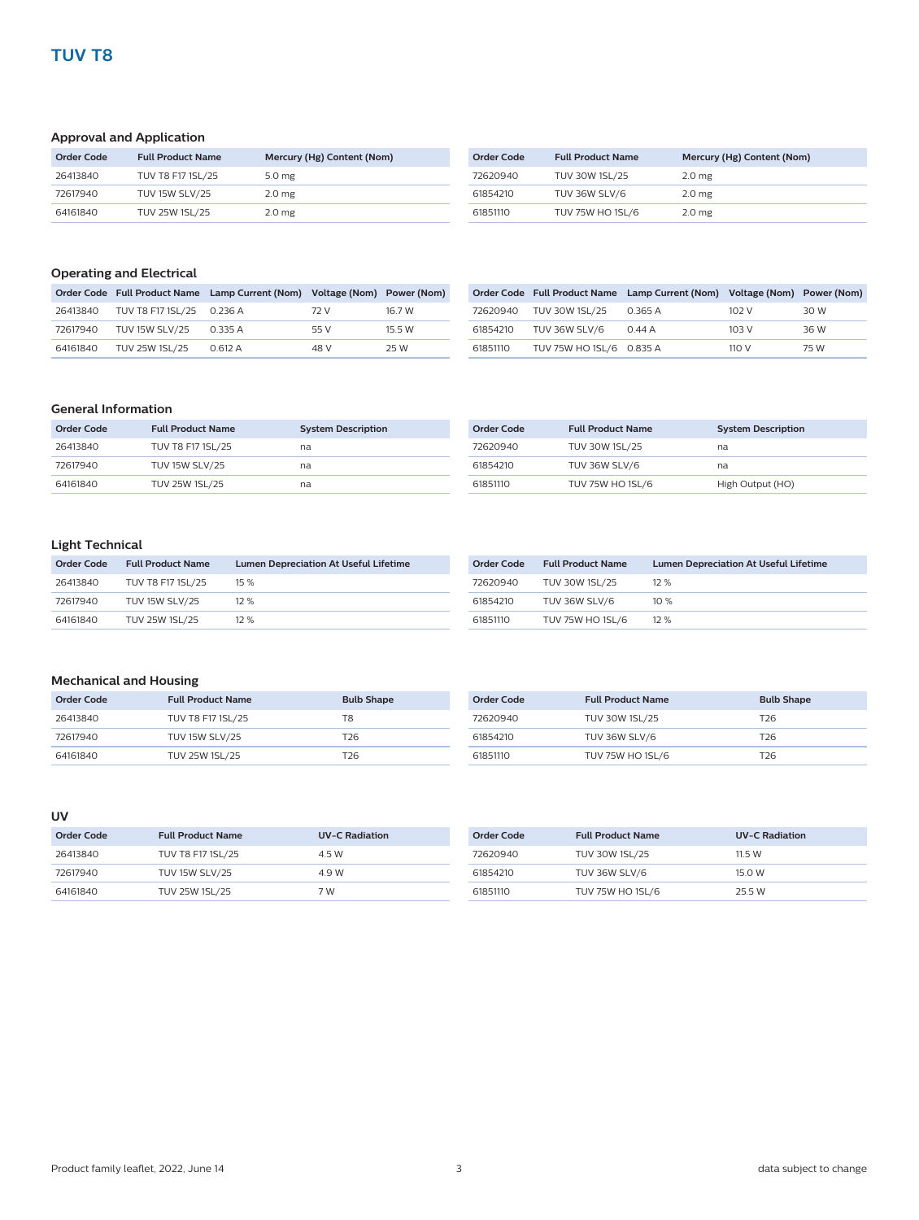# TUV T8

### Approval and Application

| Order Code | Full Product Name | Mercury (Hg) Content (Nom) |
|---|---|---|
| 26413840 | TUV T8 F17 1SL/25 | 5.0 mg |
| 72617940 | TUV 15W SLV/25 | 2.0 mg |
| 64161840 | TUV 25W 1SL/25 | 2.0 mg |
| 72620940 | TUV 30W 1SL/25 | 2.0 mg |
| 61854210 | TUV 36W SLV/6 | 2.0 mg |
| 61851110 | TUV 75W HO 1SL/6 | 2.0 mg |

### Operating and Electrical

| Order Code | Full Product Name | Lamp Current (Nom) | Voltage (Nom) | Power (Nom) |
|---|---|---|---|---|
| 26413840 | TUV T8 F17 1SL/25 | 0.236 A | 72 V | 16.7 W |
| 72617940 | TUV 15W SLV/25 | 0.335 A | 55 V | 15.5 W |
| 64161840 | TUV 25W 1SL/25 | 0.612 A | 48 V | 25 W |
| 72620940 | TUV 30W 1SL/25 | 0.365 A | 102 V | 30 W |
| 61854210 | TUV 36W SLV/6 | 0.44 A | 103 V | 36 W |
| 61851110 | TUV 75W HO 1SL/6 | 0.835 A | 110 V | 75 W |

### General Information

| Order Code | Full Product Name | System Description |
|---|---|---|
| 26413840 | TUV T8 F17 1SL/25 | na |
| 72617940 | TUV 15W SLV/25 | na |
| 64161840 | TUV 25W 1SL/25 | na |
| 72620940 | TUV 30W 1SL/25 | na |
| 61854210 | TUV 36W SLV/6 | na |
| 61851110 | TUV 75W HO 1SL/6 | High Output (HO) |

### Light Technical

| Order Code | Full Product Name | Lumen Depreciation At Useful Lifetime |
|---|---|---|
| 26413840 | TUV T8 F17 1SL/25 | 15 % |
| 72617940 | TUV 15W SLV/25 | 12 % |
| 64161840 | TUV 25W 1SL/25 | 12 % |
| 72620940 | TUV 30W 1SL/25 | 12 % |
| 61854210 | TUV 36W SLV/6 | 10 % |
| 61851110 | TUV 75W HO 1SL/6 | 12 % |

### Mechanical and Housing

| Order Code | Full Product Name | Bulb Shape |
|---|---|---|
| 26413840 | TUV T8 F17 1SL/25 | T8 |
| 72617940 | TUV 15W SLV/25 | T26 |
| 64161840 | TUV 25W 1SL/25 | T26 |
| 72620940 | TUV 30W 1SL/25 | T26 |
| 61854210 | TUV 36W SLV/6 | T26 |
| 61851110 | TUV 75W HO 1SL/6 | T26 |

### UV

| Order Code | Full Product Name | UV-C Radiation |
|---|---|---|
| 26413840 | TUV T8 F17 1SL/25 | 4.5 W |
| 72617940 | TUV 15W SLV/25 | 4.9 W |
| 64161840 | TUV 25W 1SL/25 | 7 W |
| 72620940 | TUV 30W 1SL/25 | 11.5 W |
| 61854210 | TUV 36W SLV/6 | 15.0 W |
| 61851110 | TUV 75W HO 1SL/6 | 25.5 W |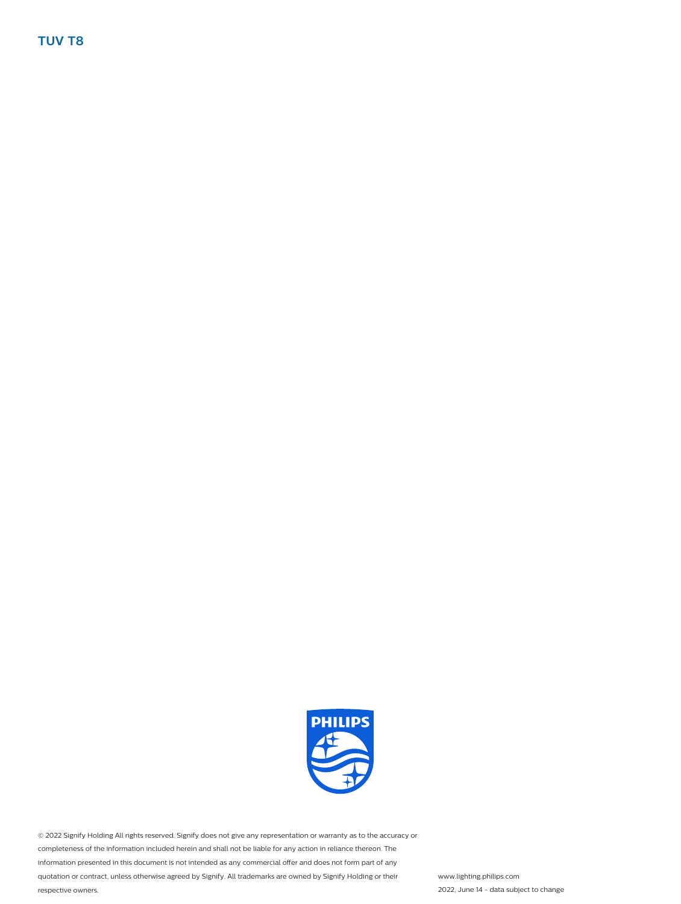© 2022 Signify Holding All rights reserved. Signify does not give any representation or warranty as to the accuracy or completeness of the information included herein and shall not be liable for any action in reliance thereon. The information presented in this document is not intended as any commercial offer and does not form part of any quotation or contract, unless otherwise agreed by Signify. All trademarks are owned by Signify Holding or their respective owners.

www.lighting.philips.com

2022, June 14 - data subject to change